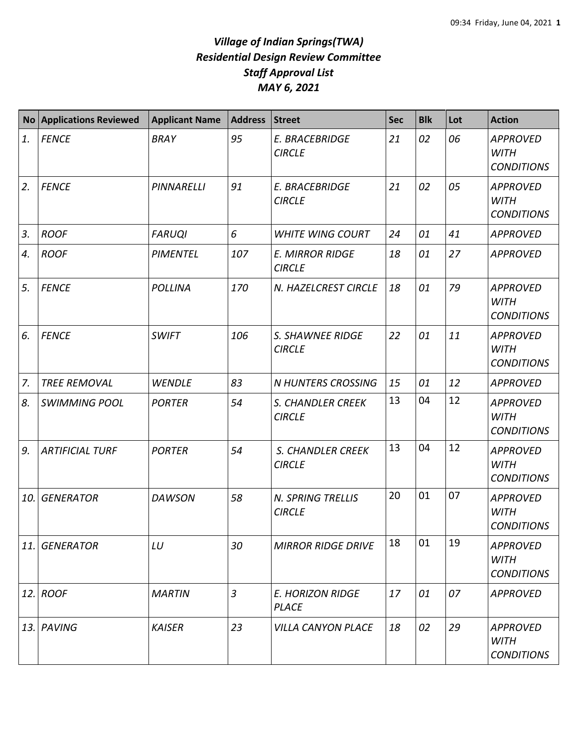# *Village of Indian Springs(TWA)*
# *Residential Design Review Committee*
# *Staff Approval List*
# *MAY 6, 2021*

| No | Applications Reviewed | Applicant Name | Address | Street | Sec | Blk | Lot | Action |
|---|---|---|---|---|---|---|---|---|
| *1.* | *FENCE* | *BRAY* | *95* | *E. BRACEBRIDGE CIRCLE* | *21* | *02* | *06* | *APPROVED WITH CONDITIONS* |
| *2.* | *FENCE* | *PINNARELLI* | *91* | *E. BRACEBRIDGE CIRCLE* | *21* | *02* | *05* | *APPROVED WITH CONDITIONS* |
| *3.* | *ROOF* | *FARUQI* | *6* | *WHITE WING COURT* | *24* | *01* | *41* | *APPROVED* |
| *4.* | *ROOF* | *PIMENTEL* | *107* | *E. MIRROR RIDGE CIRCLE* | *18* | *01* | *27* | *APPROVED* |
| *5.* | *FENCE* | *POLLINA* | *170* | *N. HAZELCREST CIRCLE* | *18* | *01* | *79* | *APPROVED WITH CONDITIONS* |
| *6.* | *FENCE* | *SWIFT* | *106* | *S. SHAWNEE RIDGE CIRCLE* | *22* | *01* | *11* | *APPROVED WITH CONDITIONS* |
| *7.* | *TREE REMOVAL* | *WENDLE* | *83* | *N HUNTERS CROSSING* | *15* | *01* | *12* | *APPROVED* |
| *8.* | *SWIMMING POOL* | *PORTER* | *54* | *S. CHANDLER CREEK CIRCLE* | 13 | 04 | 12 | *APPROVED WITH CONDITIONS* |
| *9.* | *ARTIFICIAL TURF* | *PORTER* | *54* | *S. CHANDLER CREEK CIRCLE* | 13 | 04 | 12 | *APPROVED WITH CONDITIONS* |
| *10.* | *GENERATOR* | *DAWSON* | *58* | *N. SPRING TRELLIS CIRCLE* | 20 | 01 | 07 | *APPROVED WITH CONDITIONS* |
| *11.* | *GENERATOR* | *LU* | *30* | *MIRROR RIDGE DRIVE* | 18 | 01 | 19 | *APPROVED WITH CONDITIONS* |
| *12.* | *ROOF* | *MARTIN* | *3* | *E. HORIZON RIDGE PLACE* | *17* | *01* | *07* | *APPROVED* |
| *13.* | *PAVING* | *KAISER* | *23* | *VILLA CANYON PLACE* | *18* | *02* | *29* | *APPROVED WITH CONDITIONS* |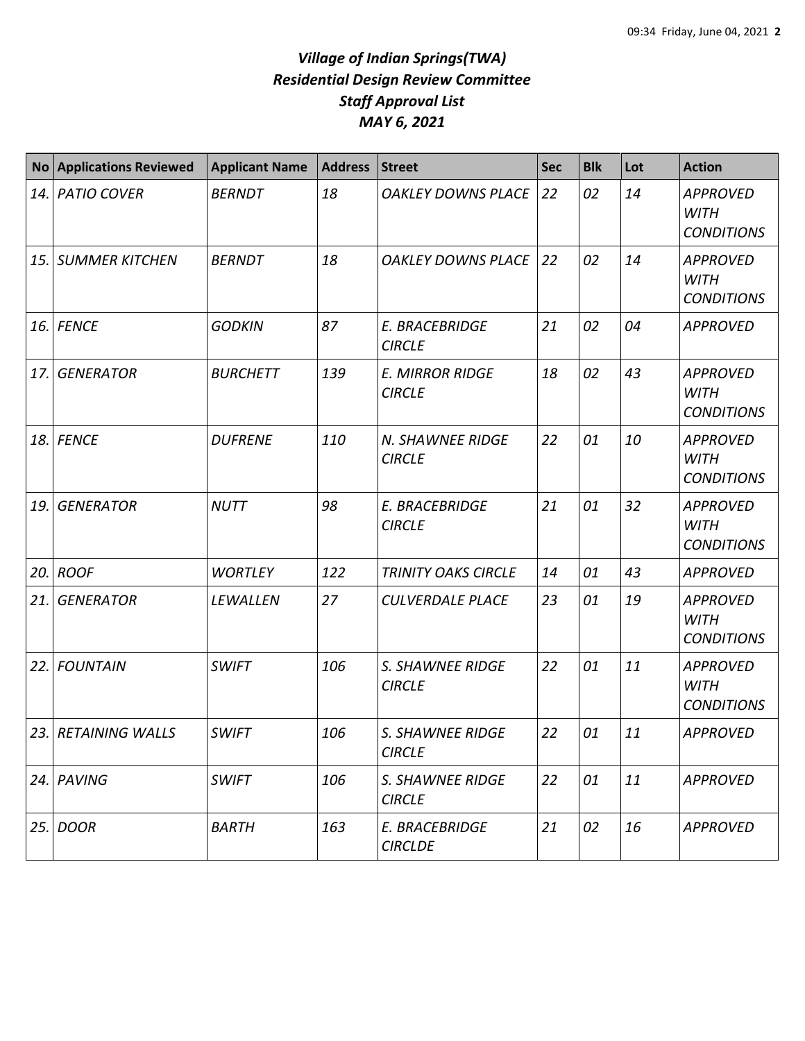# *Village of Indian Springs(TWA)*
# *Residential Design Review Committee*
# *Staff Approval List*
# *MAY 6, 2021*

| No | Applications Reviewed | Applicant Name | Address | Street | Sec | Blk | Lot | Action |
|---|---|---|---|---|---|---|---|---|
| *14.* | *PATIO COVER* | *BERNDT* | *18* | *OAKLEY DOWNS PLACE* | *22* | *02* | *14* | *APPROVED WITH CONDITIONS* |
| *15.* | *SUMMER KITCHEN* | *BERNDT* | *18* | *OAKLEY DOWNS PLACE* | *22* | *02* | *14* | *APPROVED WITH CONDITIONS* |
| *16.* | *FENCE* | *GODKIN* | *87* | *E. BRACEBRIDGE CIRCLE* | *21* | *02* | *04* | *APPROVED* |
| *17.* | *GENERATOR* | *BURCHETT* | *139* | *E. MIRROR RIDGE CIRCLE* | *18* | *02* | *43* | *APPROVED WITH CONDITIONS* |
| *18.* | *FENCE* | *DUFRENE* | *110* | *N. SHAWNEE RIDGE CIRCLE* | *22* | *01* | *10* | *APPROVED WITH CONDITIONS* |
| *19.* | *GENERATOR* | *NUTT* | *98* | *E. BRACEBRIDGE CIRCLE* | *21* | *01* | *32* | *APPROVED WITH CONDITIONS* |
| *20.* | *ROOF* | *WORTLEY* | *122* | *TRINITY OAKS CIRCLE* | *14* | *01* | *43* | *APPROVED* |
| *21.* | *GENERATOR* | *LEWALLEN* | *27* | *CULVERDALE PLACE* | *23* | *01* | *19* | *APPROVED WITH CONDITIONS* |
| *22.* | *FOUNTAIN* | *SWIFT* | *106* | *S. SHAWNEE RIDGE CIRCLE* | *22* | *01* | *11* | *APPROVED WITH CONDITIONS* |
| *23.* | *RETAINING WALLS* | *SWIFT* | *106* | *S. SHAWNEE RIDGE CIRCLE* | *22* | *01* | *11* | *APPROVED* |
| *24.* | *PAVING* | *SWIFT* | *106* | *S. SHAWNEE RIDGE CIRCLE* | *22* | *01* | *11* | *APPROVED* |
| *25.* | *DOOR* | *BARTH* | *163* | *E. BRACEBRIDGE CIRCLDE* | *21* | *02* | *16* | *APPROVED* |